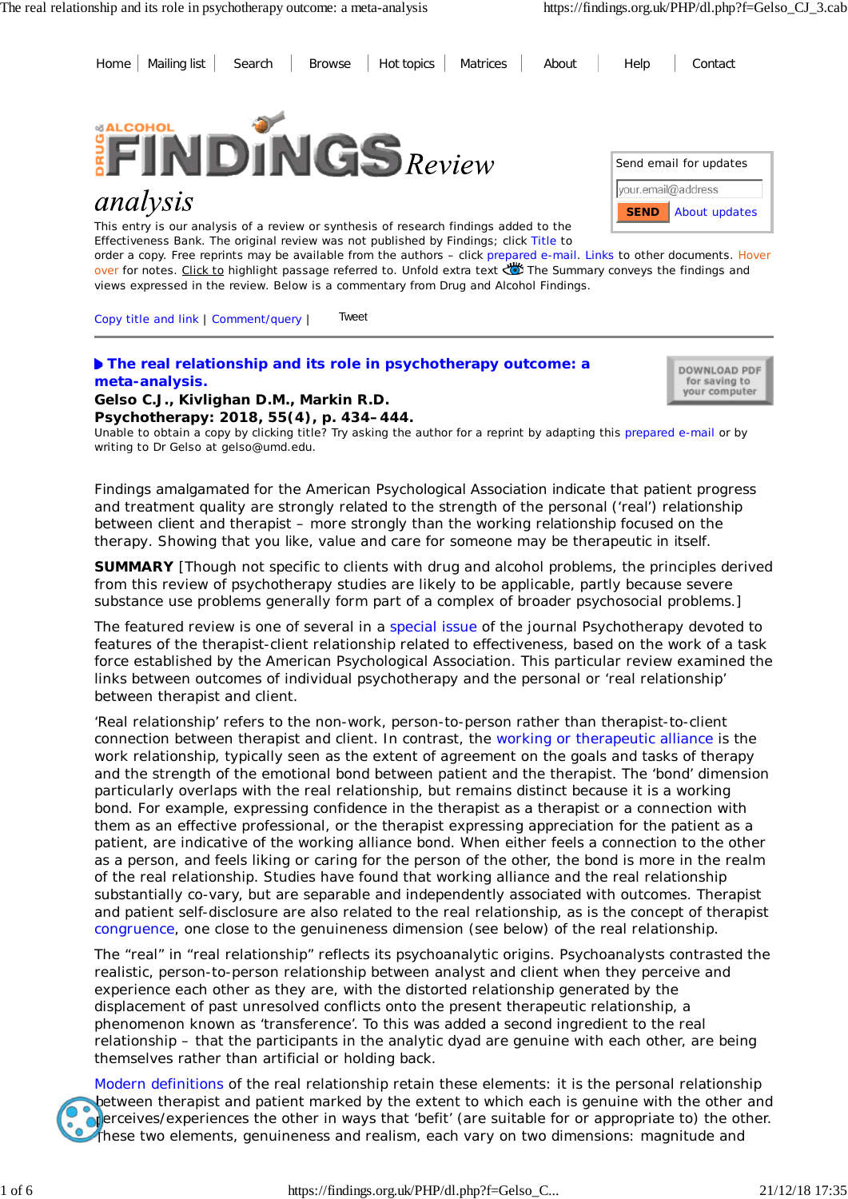Home | Mailing list | Search | Browse | Hot topics | Matrices | About | Help | Contact

# DRUG & ALCOHOL FINDINGS Review analysis

This entry is our analysis of a review or synthesis of research findings added to the Effectiveness Bank. The original review was not published by Findings; click Title to order a copy. Free reprints may be available from the authors – click prepared e-mail. Links to other documents. Hover over for notes. Click to highlight passage referred to. Unfold extra text. The Summary conveys the findings and views expressed in the review. Below is a commentary from Drug and Alcohol Findings.

Send email for updates

your.email@address

SEND About updates

Copy title and link | Comment/query | Tweet

## The real relationship and its role in psychotherapy outcome: a meta-analysis.

DOWNLOAD PDF for saving to your computer

**Gelso C.J., Kivlighan D.M., Markin R.D.**

**Psychotherapy: 2018, 55(4), p. 434–444.**

Unable to obtain a copy by clicking title? Try asking the author for a reprint by adapting this prepared e-mail or by writing to Dr Gelso at gelso@umd.edu.

Findings amalgamated for the American Psychological Association indicate that patient progress and treatment quality are strongly related to the strength of the personal ('real') relationship between client and therapist – more strongly than the working relationship focused on the therapy. Showing that you like, value and care for someone may be therapeutic in itself.

**SUMMARY** [Though not specific to clients with drug and alcohol problems, the principles derived from this review of psychotherapy studies are likely to be applicable, partly because severe substance use problems generally form part of a complex of broader psychosocial problems.]

The featured review is one of several in a special issue of the journal Psychotherapy devoted to features of the therapist-client relationship related to effectiveness, based on the work of a task force established by the American Psychological Association. This particular review examined the links between outcomes of individual psychotherapy and the personal or 'real relationship' between therapist and client.

'Real relationship' refers to the non-work, person-to-person rather than therapist-to-client connection between therapist and client. In contrast, the working or therapeutic alliance is the work relationship, typically seen as the extent of agreement on the goals and tasks of therapy and the strength of the emotional bond between patient and the therapist. The 'bond' dimension particularly overlaps with the real relationship, but remains distinct because it is a working bond. For example, expressing confidence in the therapist as a therapist or a connection with them as an effective professional, or the therapist expressing appreciation for the patient as a patient, are indicative of the working alliance bond. When either feels a connection to the other as a person, and feels liking or caring for the person of the other, the bond is more in the realm of the real relationship. Studies have found that working alliance and the real relationship substantially co-vary, but are separable and independently associated with outcomes. Therapist and patient self-disclosure are also related to the real relationship, as is the concept of therapist congruence, one close to the genuineness dimension (see below) of the real relationship.

The "real" in "real relationship" reflects its psychoanalytic origins. Psychoanalysts contrasted the realistic, person-to-person relationship between analyst and client when they perceive and experience each other as they are, with the distorted relationship generated by the displacement of past unresolved conflicts onto the present therapeutic relationship, a phenomenon known as 'transference'. To this was added a second ingredient to the real relationship – that the participants in the analytic dyad are genuine with each other, are being themselves rather than artificial or holding back.

Modern definitions of the real relationship retain these elements: it is the personal relationship between therapist and patient marked by the extent to which each is genuine with the other and perceives/experiences the other in ways that 'befit' (are suitable for or appropriate to) the other. These two elements, genuineness and realism, each vary on two dimensions: magnitude and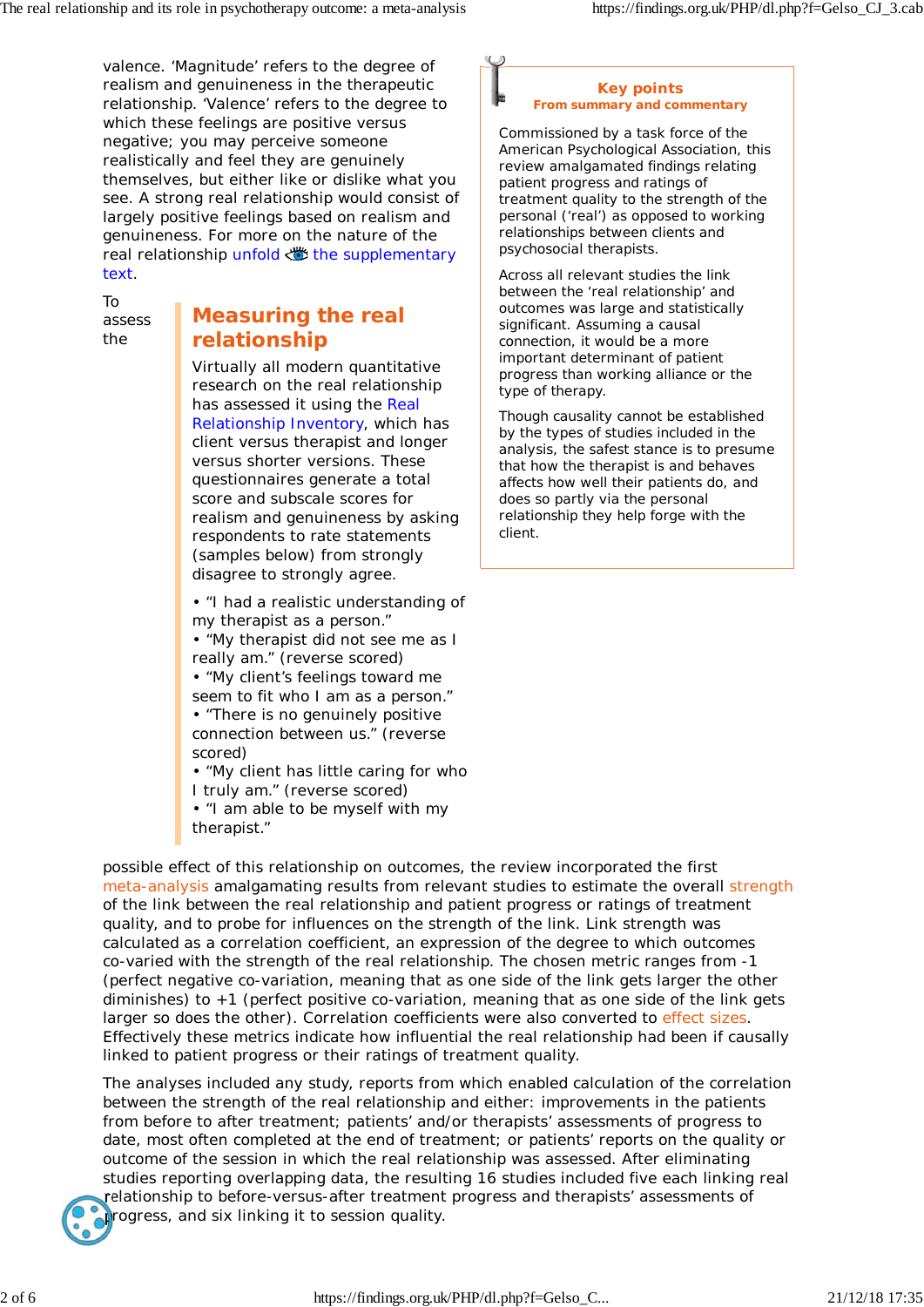valence. 'Magnitude' refers to the degree of realism and genuineness in the therapeutic relationship. 'Valence' refers to the degree to which these feelings are positive versus negative; you may perceive someone realistically and feel they are genuinely themselves, but either like or dislike what you see. A strong real relationship would consist of largely positive feelings based on realism and genuineness. For more on the nature of the real relationship unfold the supplementary text.

### Key points
**From summary and commentary**

Commissioned by a task force of the American Psychological Association, this review amalgamated findings relating patient progress and ratings of treatment quality to the strength of the personal ('real') as opposed to working relationships between clients and psychosocial therapists.

Across all relevant studies the link between the 'real relationship' and outcomes was large and statistically significant. Assuming a causal connection, it would be a more important determinant of patient progress than working alliance or the type of therapy.

Though causality cannot be established by the types of studies included in the analysis, the safest stance is to presume that how the therapist is and behaves affects how well their patients do, and does so partly via the personal relationship they help forge with the client.

## Measuring the real relationship

Virtually all modern quantitative research on the real relationship has assessed it using the Real Relationship Inventory, which has client versus therapist and longer versus shorter versions. These questionnaires generate a total score and subscale scores for realism and genuineness by asking respondents to rate statements (samples below) from strongly disagree to strongly agree.

- "I had a realistic understanding of my therapist as a person."
- "My therapist did not see me as I really am." (reverse scored)
- "My client's feelings toward me seem to fit who I am as a person."
- "There is no genuinely positive connection between us." (reverse scored)
- "My client has little caring for who I truly am." (reverse scored)
- "I am able to be myself with my therapist."

To assess the possible effect of this relationship on outcomes, the review incorporated the first meta-analysis amalgamating results from relevant studies to estimate the overall strength of the link between the real relationship and patient progress or ratings of treatment quality, and to probe for influences on the strength of the link. Link strength was calculated as a correlation coefficient, an expression of the degree to which outcomes co-varied with the strength of the real relationship. The chosen metric ranges from -1 (perfect negative co-variation, meaning that as one side of the link gets larger the other diminishes) to +1 (perfect positive co-variation, meaning that as one side of the link gets larger so does the other). Correlation coefficients were also converted to effect sizes. Effectively these metrics indicate how influential the real relationship had been if causally linked to patient progress or their ratings of treatment quality.

The analyses included any study, reports from which enabled calculation of the correlation between the strength of the real relationship and either: improvements in the patients from before to after treatment; patients' and/or therapists' assessments of progress to date, most often completed at the end of treatment; or patients' reports on the quality or outcome of the session in which the real relationship was assessed. After eliminating studies reporting overlapping data, the resulting 16 studies included five each linking real relationship to before-versus-after treatment progress and therapists' assessments of progress, and six linking it to session quality.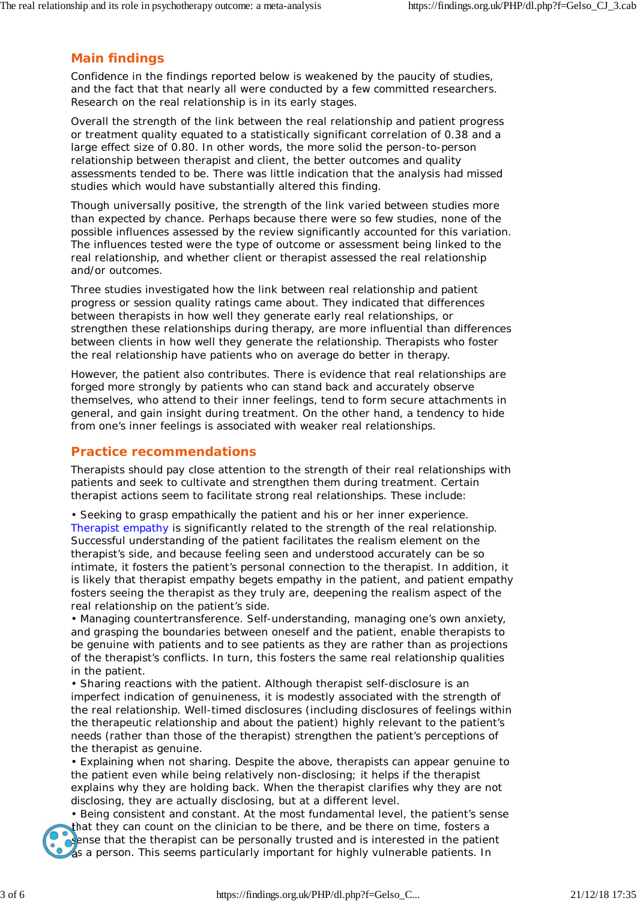## Main findings

Confidence in the findings reported below is weakened by the paucity of studies, and the fact that that nearly all were conducted by a few committed researchers. Research on the real relationship is in its early stages.

Overall the strength of the link between the real relationship and patient progress or treatment quality equated to a statistically significant correlation of 0.38 and a large effect size of 0.80. In other words, the more solid the person-to-person relationship between therapist and client, the better outcomes and quality assessments tended to be. There was little indication that the analysis had missed studies which would have substantially altered this finding.

Though universally positive, the strength of the link varied between studies more than expected by chance. Perhaps because there were so few studies, none of the possible influences assessed by the review significantly accounted for this variation. The influences tested were the type of outcome or assessment being linked to the real relationship, and whether client or therapist assessed the real relationship and/or outcomes.

Three studies investigated how the link between real relationship and patient progress or session quality ratings came about. They indicated that differences between therapists in how well they generate early real relationships, or strengthen these relationships during therapy, are more influential than differences between clients in how well they generate the relationship. Therapists who foster the real relationship have patients who on average do better in therapy.

However, the patient also contributes. There is evidence that real relationships are forged more strongly by patients who can stand back and accurately observe themselves, who attend to their inner feelings, tend to form secure attachments in general, and gain insight during treatment. On the other hand, a tendency to hide from one's inner feelings is associated with weaker real relationships.

## Practice recommendations

Therapists should pay close attention to the strength of their real relationships with patients and seek to cultivate and strengthen them during treatment. Certain therapist actions seem to facilitate strong real relationships. These include:

- Seeking to grasp empathically the patient and his or her inner experience. Therapist empathy is significantly related to the strength of the real relationship. Successful understanding of the patient facilitates the realism element on the therapist's side, and because feeling seen and understood accurately can be so intimate, it fosters the patient's personal connection to the therapist. In addition, it is likely that therapist empathy begets empathy in the patient, and patient empathy fosters seeing the therapist as they truly are, deepening the realism aspect of the real relationship on the patient's side.
- Managing countertransference. Self-understanding, managing one's own anxiety, and grasping the boundaries between oneself and the patient, enable therapists to be genuine with patients and to see patients as they are rather than as projections of the therapist's conflicts. In turn, this fosters the same real relationship qualities in the patient.
- Sharing reactions with the patient. Although therapist self-disclosure is an imperfect indication of genuineness, it is modestly associated with the strength of the real relationship. Well-timed disclosures (including disclosures of feelings within the therapeutic relationship and about the patient) highly relevant to the patient's needs (rather than those of the therapist) strengthen the patient's perceptions of the therapist as genuine.
- Explaining when not sharing. Despite the above, therapists can appear genuine to the patient even while being relatively non-disclosing; it helps if the therapist explains why they are holding back. When the therapist clarifies why they are not disclosing, they are actually disclosing, but at a different level.
- Being consistent and constant. At the most fundamental level, the patient's sense that they can count on the clinician to be there, and be there on time, fosters a sense that the therapist can be personally trusted and is interested in the patient as a person. This seems particularly important for highly vulnerable patients. In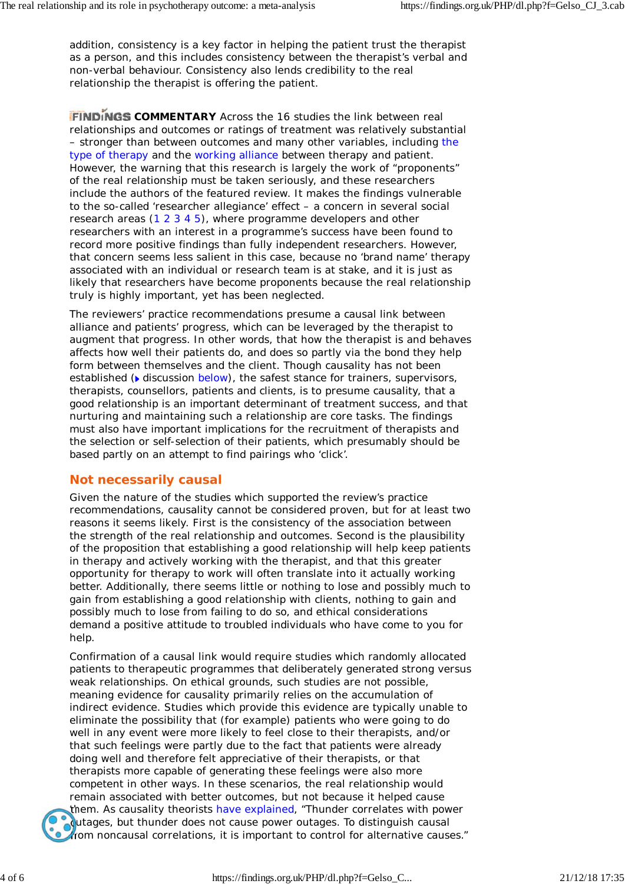addition, consistency is a key factor in helping the patient trust the therapist as a person, and this includes consistency between the therapist's verbal and non-verbal behaviour. Consistency also lends credibility to the real relationship the therapist is offering the patient.

**FINDINGS COMMENTARY** Across the 16 studies the link between real relationships and outcomes or ratings of treatment was relatively substantial – stronger than between outcomes and many other variables, including the type of therapy and the working alliance between therapy and patient. However, the warning that this research is largely the work of "proponents" of the real relationship must be taken seriously, and these researchers include the authors of the featured review. It makes the findings vulnerable to the so-called 'researcher allegiance' effect – a concern in several social research areas (1 2 3 4 5), where programme developers and other researchers with an interest in a programme's success have been found to record more positive findings than fully independent researchers. However, that concern seems less salient in this case, because no 'brand name' therapy associated with an individual or research team is at stake, and it is just as likely that researchers have become proponents because the real relationship truly is highly important, yet has been neglected.

The reviewers' practice recommendations presume a causal link between alliance and patients' progress, which can be leveraged by the therapist to augment that progress. In other words, that how the therapist is and behaves affects how well their patients do, and does so partly via the bond they help form between themselves and the client. Though causality has not been established (▸ discussion below), the safest stance for trainers, supervisors, therapists, counsellors, patients and clients, is to presume causality, that a good relationship is an important determinant of treatment success, and that nurturing and maintaining such a relationship are core tasks. The findings must also have important implications for the recruitment of therapists and the selection or self-selection of their patients, which presumably should be based partly on an attempt to find pairings who 'click'.

## Not necessarily causal

Given the nature of the studies which supported the review's practice recommendations, causality cannot be considered proven, but for at least two reasons it seems likely. First is the consistency of the association between the strength of the real relationship and outcomes. Second is the plausibility of the proposition that establishing a good relationship will help keep patients in therapy and actively working with the therapist, and that this greater opportunity for therapy to work will often translate into it actually working better. Additionally, there seems little or nothing to lose and possibly much to gain from establishing a good relationship with clients, nothing to gain and possibly much to lose from failing to do so, and ethical considerations demand a positive attitude to troubled individuals who have come to you for help.

Confirmation of a causal link would require studies which randomly allocated patients to therapeutic programmes that deliberately generated strong versus weak relationships. On ethical grounds, such studies are not possible, meaning evidence for causality primarily relies on the accumulation of indirect evidence. Studies which provide this evidence are typically unable to eliminate the possibility that (for example) patients who were going to do well in any event were more likely to feel close to their therapists, and/or that such feelings were partly due to the fact that patients were already doing well and therefore felt appreciative of their therapists, or that therapists more capable of generating these feelings were also more competent in other ways. In these scenarios, the real relationship would remain associated with better outcomes, but not because it helped cause them. As causality theorists have explained, "Thunder correlates with power outages, but thunder does not cause power outages. To distinguish causal from noncausal correlations, it is important to control for alternative causes."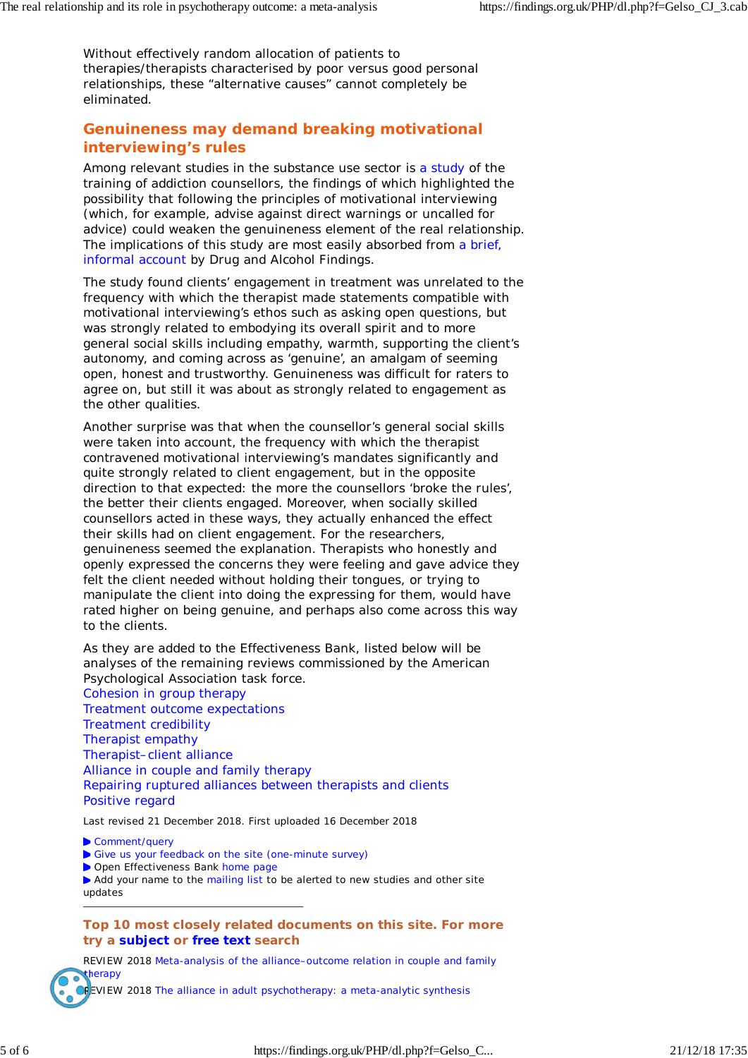Without effectively random allocation of patients to therapies/therapists characterised by poor versus good personal relationships, these "alternative causes" cannot completely be eliminated.

## Genuineness may demand breaking motivational interviewing's rules

Among relevant studies in the substance use sector is a study of the training of addiction counsellors, the findings of which highlighted the possibility that following the principles of motivational interviewing (which, for example, advise against direct warnings or uncalled for advice) could weaken the genuineness element of the real relationship. The implications of this study are most easily absorbed from a brief, informal account by Drug and Alcohol Findings.

The study found clients' engagement in treatment was unrelated to the frequency with which the therapist made statements compatible with motivational interviewing's ethos such as asking open questions, but was strongly related to embodying its overall spirit and to more general social skills including empathy, warmth, supporting the client's autonomy, and coming across as 'genuine', an amalgam of seeming open, honest and trustworthy. Genuineness was difficult for raters to agree on, but still it was about as strongly related to engagement as the other qualities.

Another surprise was that when the counsellor's general social skills were taken into account, the frequency with which the therapist contravened motivational interviewing's mandates significantly and quite strongly related to client engagement, but in the opposite direction to that expected: the more the counsellors 'broke the rules', the better their clients engaged. Moreover, when socially skilled counsellors acted in these ways, they actually enhanced the effect their skills had on client engagement. For the researchers, genuineness seemed the explanation. Therapists who honestly and openly expressed the concerns they were feeling and gave advice they felt the client needed without holding their tongues, or trying to manipulate the client into doing the expressing for them, would have rated higher on being genuine, and perhaps also come across this way to the clients.

As they are added to the Effectiveness Bank, listed below will be analyses of the remaining reviews commissioned by the American Psychological Association task force.
Cohesion in group therapy
Treatment outcome expectations
Treatment credibility
Therapist empathy
Therapist–client alliance
Alliance in couple and family therapy
Repairing ruptured alliances between therapists and clients
Positive regard

Last revised 21 December 2018. First uploaded 16 December 2018

- Comment/query
- Give us your feedback on the site (one-minute survey)
- Open Effectiveness Bank home page
- Add your name to the mailing list to be alerted to new studies and other site updates

---

## Top 10 most closely related documents on this site. For more try a **subject** or **free text** search

REVIEW 2018 Meta-analysis of the alliance–outcome relation in couple and family therapy

REVIEW 2018 The alliance in adult psychotherapy: a meta-analytic synthesis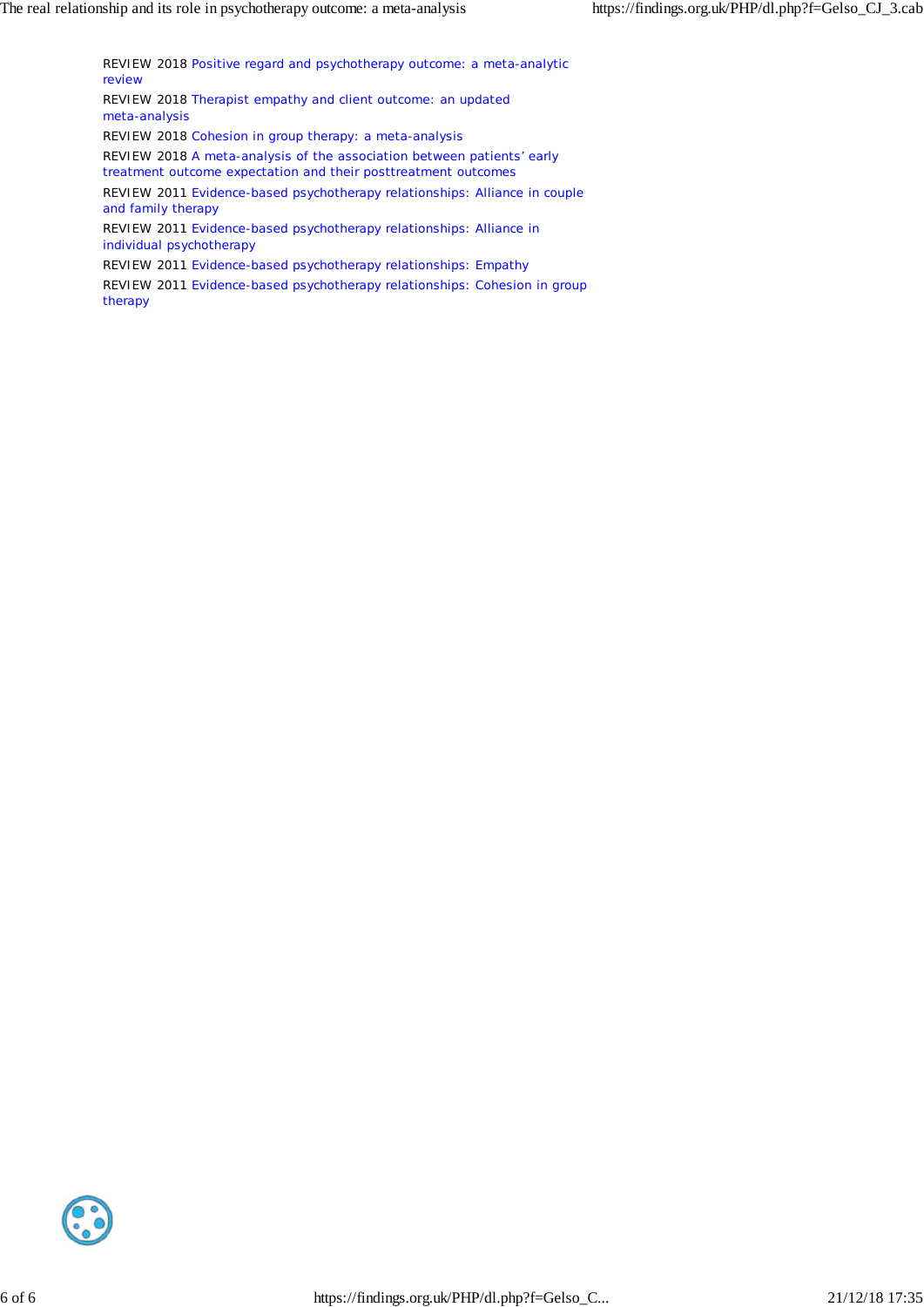REVIEW 2018 Positive regard and psychotherapy outcome: a meta-analytic review

REVIEW 2018 Therapist empathy and client outcome: an updated meta-analysis

REVIEW 2018 Cohesion in group therapy: a meta-analysis

REVIEW 2018 A meta-analysis of the association between patients' early treatment outcome expectation and their posttreatment outcomes

REVIEW 2011 Evidence-based psychotherapy relationships: Alliance in couple and family therapy

REVIEW 2011 Evidence-based psychotherapy relationships: Alliance in individual psychotherapy

REVIEW 2011 Evidence-based psychotherapy relationships: Empathy

REVIEW 2011 Evidence-based psychotherapy relationships: Cohesion in group therapy